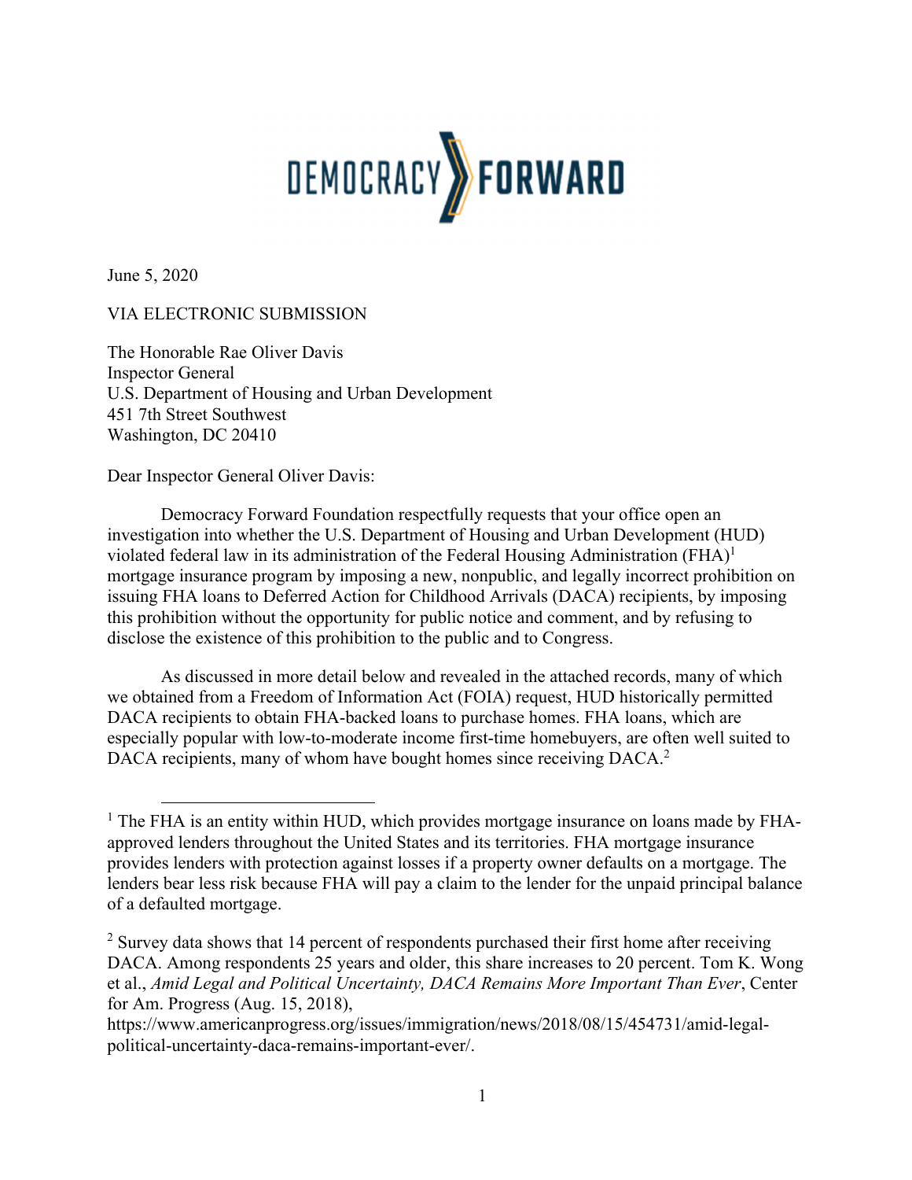DEMOCRACY FORWARD

June 5, 2020

VIA ELECTRONIC SUBMISSION

The Honorable Rae Oliver Davis
Inspector General
U.S. Department of Housing and Urban Development
451 7th Street Southwest
Washington, DC 20410

Dear Inspector General Oliver Davis:

Democracy Forward Foundation respectfully requests that your office open an investigation into whether the U.S. Department of Housing and Urban Development (HUD) violated federal law in its administration of the Federal Housing Administration (FHA)[1] mortgage insurance program by imposing a new, nonpublic, and legally incorrect prohibition on issuing FHA loans to Deferred Action for Childhood Arrivals (DACA) recipients, by imposing this prohibition without the opportunity for public notice and comment, and by refusing to disclose the existence of this prohibition to the public and to Congress.

As discussed in more detail below and revealed in the attached records, many of which we obtained from a Freedom of Information Act (FOIA) request, HUD historically permitted DACA recipients to obtain FHA-backed loans to purchase homes. FHA loans, which are especially popular with low-to-moderate income first-time homebuyers, are often well suited to DACA recipients, many of whom have bought homes since receiving DACA.[2]

[1] The FHA is an entity within HUD, which provides mortgage insurance on loans made by FHA-approved lenders throughout the United States and its territories. FHA mortgage insurance provides lenders with protection against losses if a property owner defaults on a mortgage. The lenders bear less risk because FHA will pay a claim to the lender for the unpaid principal balance of a defaulted mortgage.

[2] Survey data shows that 14 percent of respondents purchased their first home after receiving DACA. Among respondents 25 years and older, this share increases to 20 percent. Tom K. Wong et al., *Amid Legal and Political Uncertainty, DACA Remains More Important Than Ever*, Center for Am. Progress (Aug. 15, 2018), https://www.americanprogress.org/issues/immigration/news/2018/08/15/454731/amid-legal-political-uncertainty-daca-remains-important-ever/.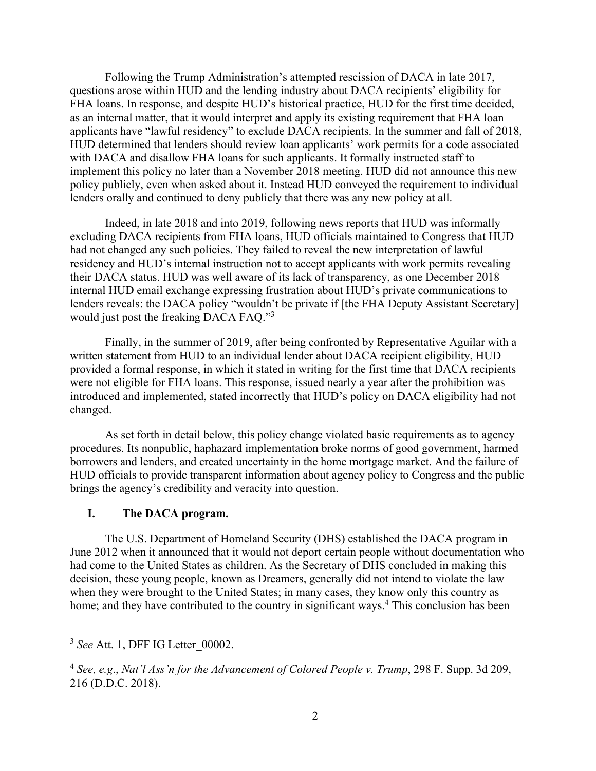Following the Trump Administration's attempted rescission of DACA in late 2017, questions arose within HUD and the lending industry about DACA recipients' eligibility for FHA loans. In response, and despite HUD's historical practice, HUD for the first time decided, as an internal matter, that it would interpret and apply its existing requirement that FHA loan applicants have "lawful residency" to exclude DACA recipients. In the summer and fall of 2018, HUD determined that lenders should review loan applicants' work permits for a code associated with DACA and disallow FHA loans for such applicants. It formally instructed staff to implement this policy no later than a November 2018 meeting. HUD did not announce this new policy publicly, even when asked about it. Instead HUD conveyed the requirement to individual lenders orally and continued to deny publicly that there was any new policy at all.

Indeed, in late 2018 and into 2019, following news reports that HUD was informally excluding DACA recipients from FHA loans, HUD officials maintained to Congress that HUD had not changed any such policies. They failed to reveal the new interpretation of lawful residency and HUD's internal instruction not to accept applicants with work permits revealing their DACA status. HUD was well aware of its lack of transparency, as one December 2018 internal HUD email exchange expressing frustration about HUD's private communications to lenders reveals: the DACA policy "wouldn't be private if [the FHA Deputy Assistant Secretary] would just post the freaking DACA FAQ."[3]

Finally, in the summer of 2019, after being confronted by Representative Aguilar with a written statement from HUD to an individual lender about DACA recipient eligibility, HUD provided a formal response, in which it stated in writing for the first time that DACA recipients were not eligible for FHA loans. This response, issued nearly a year after the prohibition was introduced and implemented, stated incorrectly that HUD's policy on DACA eligibility had not changed.

As set forth in detail below, this policy change violated basic requirements as to agency procedures. Its nonpublic, haphazard implementation broke norms of good government, harmed borrowers and lenders, and created uncertainty in the home mortgage market. And the failure of HUD officials to provide transparent information about agency policy to Congress and the public brings the agency's credibility and veracity into question.

## I. The DACA program.

The U.S. Department of Homeland Security (DHS) established the DACA program in June 2012 when it announced that it would not deport certain people without documentation who had come to the United States as children. As the Secretary of DHS concluded in making this decision, these young people, known as Dreamers, generally did not intend to violate the law when they were brought to the United States; in many cases, they know only this country as home; and they have contributed to the country in significant ways.[4] This conclusion has been

---

[3] *See* Att. 1, DFF IG Letter_00002.

[4] *See, e.g.*, *Nat'l Ass'n for the Advancement of Colored People v. Trump*, 298 F. Supp. 3d 209, 216 (D.D.C. 2018).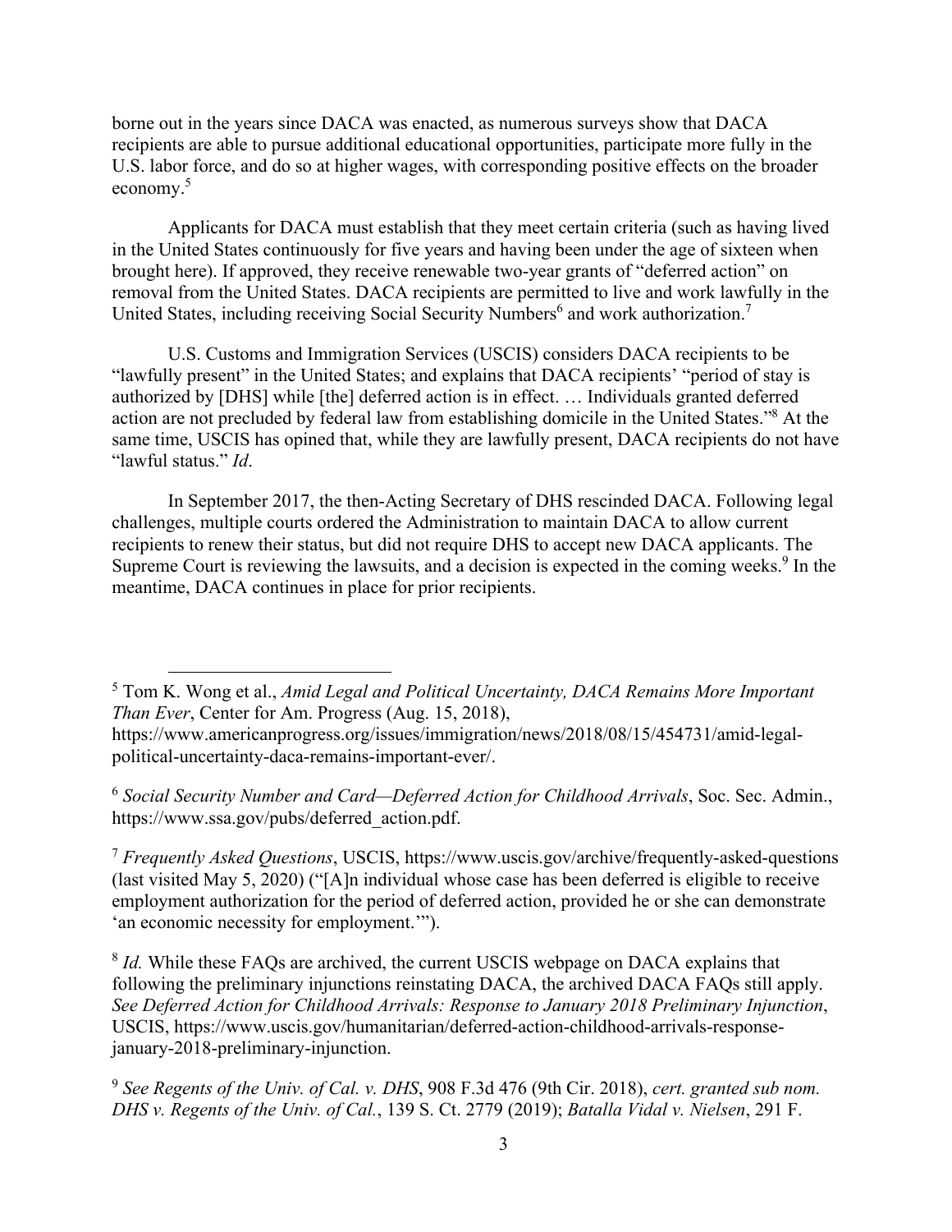borne out in the years since DACA was enacted, as numerous surveys show that DACA recipients are able to pursue additional educational opportunities, participate more fully in the U.S. labor force, and do so at higher wages, with corresponding positive effects on the broader economy.[5]

Applicants for DACA must establish that they meet certain criteria (such as having lived in the United States continuously for five years and having been under the age of sixteen when brought here). If approved, they receive renewable two-year grants of "deferred action" on removal from the United States. DACA recipients are permitted to live and work lawfully in the United States, including receiving Social Security Numbers[6] and work authorization.[7]

U.S. Customs and Immigration Services (USCIS) considers DACA recipients to be "lawfully present" in the United States; and explains that DACA recipients' "period of stay is authorized by [DHS] while [the] deferred action is in effect. … Individuals granted deferred action are not precluded by federal law from establishing domicile in the United States."[8] At the same time, USCIS has opined that, while they are lawfully present, DACA recipients do not have "lawful status." *Id*.

In September 2017, the then-Acting Secretary of DHS rescinded DACA. Following legal challenges, multiple courts ordered the Administration to maintain DACA to allow current recipients to renew their status, but did not require DHS to accept new DACA applicants. The Supreme Court is reviewing the lawsuits, and a decision is expected in the coming weeks.[9] In the meantime, DACA continues in place for prior recipients.

---

[5] Tom K. Wong et al., *Amid Legal and Political Uncertainty, DACA Remains More Important Than Ever*, Center for Am. Progress (Aug. 15, 2018), https://www.americanprogress.org/issues/immigration/news/2018/08/15/454731/amid-legal-political-uncertainty-daca-remains-important-ever/.

[6] *Social Security Number and Card—Deferred Action for Childhood Arrivals*, Soc. Sec. Admin., https://www.ssa.gov/pubs/deferred_action.pdf.

[7] *Frequently Asked Questions*, USCIS, https://www.uscis.gov/archive/frequently-asked-questions (last visited May 5, 2020) ("[A]n individual whose case has been deferred is eligible to receive employment authorization for the period of deferred action, provided he or she can demonstrate 'an economic necessity for employment.'").

[8] *Id.* While these FAQs are archived, the current USCIS webpage on DACA explains that following the preliminary injunctions reinstating DACA, the archived DACA FAQs still apply. *See Deferred Action for Childhood Arrivals: Response to January 2018 Preliminary Injunction*, USCIS, https://www.uscis.gov/humanitarian/deferred-action-childhood-arrivals-response-january-2018-preliminary-injunction.

[9] *See Regents of the Univ. of Cal. v. DHS*, 908 F.3d 476 (9th Cir. 2018), *cert. granted sub nom. DHS v. Regents of the Univ. of Cal.*, 139 S. Ct. 2779 (2019); *Batalla Vidal v. Nielsen*, 291 F.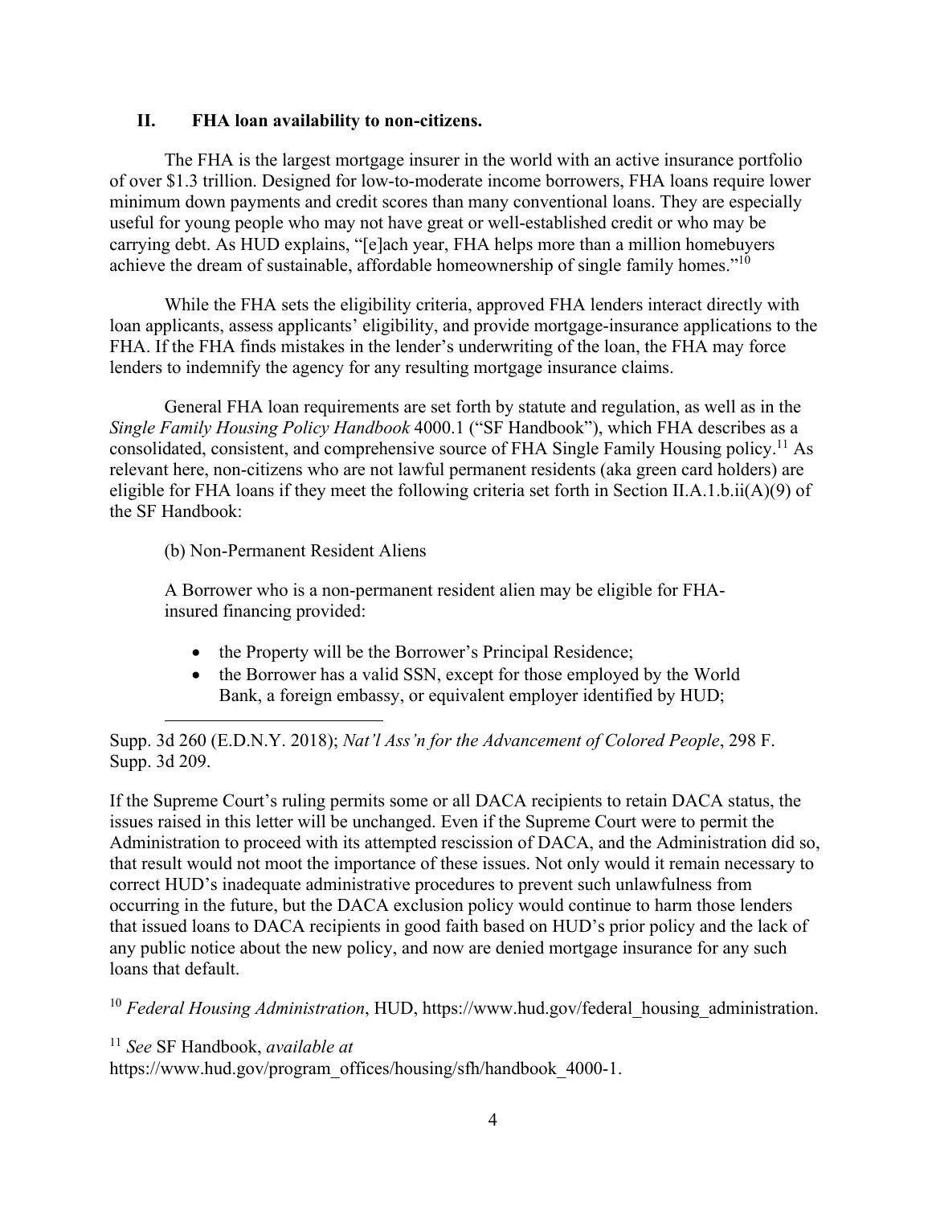## II. FHA loan availability to non-citizens.

The FHA is the largest mortgage insurer in the world with an active insurance portfolio of over $1.3 trillion. Designed for low-to-moderate income borrowers, FHA loans require lower minimum down payments and credit scores than many conventional loans. They are especially useful for young people who may not have great or well-established credit or who may be carrying debt. As HUD explains, "[e]ach year, FHA helps more than a million homebuyers achieve the dream of sustainable, affordable homeownership of single family homes."[10]

While the FHA sets the eligibility criteria, approved FHA lenders interact directly with loan applicants, assess applicants' eligibility, and provide mortgage-insurance applications to the FHA. If the FHA finds mistakes in the lender's underwriting of the loan, the FHA may force lenders to indemnify the agency for any resulting mortgage insurance claims.

General FHA loan requirements are set forth by statute and regulation, as well as in the *Single Family Housing Policy Handbook* 4000.1 ("SF Handbook"), which FHA describes as a consolidated, consistent, and comprehensive source of FHA Single Family Housing policy.[11] As relevant here, non-citizens who are not lawful permanent residents (aka green card holders) are eligible for FHA loans if they meet the following criteria set forth in Section II.A.1.b.ii(A)(9) of the SF Handbook:

> (b) Non-Permanent Resident Aliens
>
> A Borrower who is a non-permanent resident alien may be eligible for FHA-insured financing provided:
>
> - the Property will be the Borrower's Principal Residence;
> - the Borrower has a valid SSN, except for those employed by the World Bank, a foreign embassy, or equivalent employer identified by HUD;

---

Supp. 3d 260 (E.D.N.Y. 2018); *Nat'l Ass'n for the Advancement of Colored People*, 298 F. Supp. 3d 209.

If the Supreme Court's ruling permits some or all DACA recipients to retain DACA status, the issues raised in this letter will be unchanged. Even if the Supreme Court were to permit the Administration to proceed with its attempted rescission of DACA, and the Administration did so, that result would not moot the importance of these issues. Not only would it remain necessary to correct HUD's inadequate administrative procedures to prevent such unlawfulness from occurring in the future, but the DACA exclusion policy would continue to harm those lenders that issued loans to DACA recipients in good faith based on HUD's prior policy and the lack of any public notice about the new policy, and now are denied mortgage insurance for any such loans that default.

[10] *Federal Housing Administration*, HUD, https://www.hud.gov/federal_housing_administration.

[11] *See* SF Handbook, *available at* https://www.hud.gov/program_offices/housing/sfh/handbook_4000-1.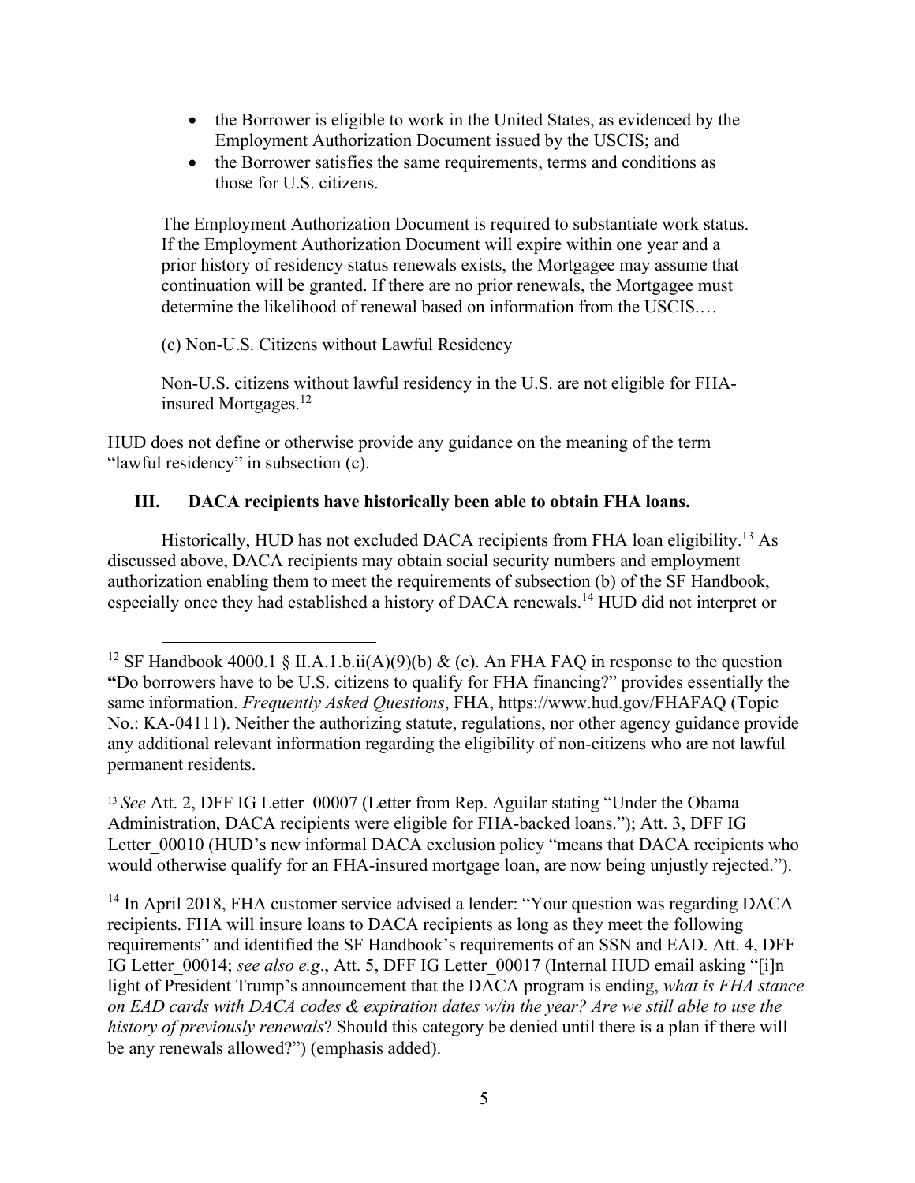- the Borrower is eligible to work in the United States, as evidenced by the Employment Authorization Document issued by the USCIS; and
- the Borrower satisfies the same requirements, terms and conditions as those for U.S. citizens.

> The Employment Authorization Document is required to substantiate work status. If the Employment Authorization Document will expire within one year and a prior history of residency status renewals exists, the Mortgagee may assume that continuation will be granted. If there are no prior renewals, the Mortgagee must determine the likelihood of renewal based on information from the USCIS.…
>
> (c) Non-U.S. Citizens without Lawful Residency
>
> Non-U.S. citizens without lawful residency in the U.S. are not eligible for FHA-insured Mortgages.[12]

HUD does not define or otherwise provide any guidance on the meaning of the term "lawful residency" in subsection (c).

## III. DACA recipients have historically been able to obtain FHA loans.

Historically, HUD has not excluded DACA recipients from FHA loan eligibility.[13] As discussed above, DACA recipients may obtain social security numbers and employment authorization enabling them to meet the requirements of subsection (b) of the SF Handbook, especially once they had established a history of DACA renewals.[14] HUD did not interpret or

---

[12] SF Handbook 4000.1 § II.A.1.b.ii(A)(9)(b) & (c). An FHA FAQ in response to the question **"**Do borrowers have to be U.S. citizens to qualify for FHA financing?" provides essentially the same information. *Frequently Asked Questions*, FHA, https://www.hud.gov/FHAFAQ (Topic No.: KA-04111). Neither the authorizing statute, regulations, nor other agency guidance provide any additional relevant information regarding the eligibility of non-citizens who are not lawful permanent residents.

[13] *See* Att. 2, DFF IG Letter_00007 (Letter from Rep. Aguilar stating "Under the Obama Administration, DACA recipients were eligible for FHA-backed loans."); Att. 3, DFF IG Letter_00010 (HUD's new informal DACA exclusion policy "means that DACA recipients who would otherwise qualify for an FHA-insured mortgage loan, are now being unjustly rejected.").

[14] In April 2018, FHA customer service advised a lender: "Your question was regarding DACA recipients. FHA will insure loans to DACA recipients as long as they meet the following requirements" and identified the SF Handbook's requirements of an SSN and EAD. Att. 4, DFF IG Letter_00014; *see also e.g*., Att. 5, DFF IG Letter_00017 (Internal HUD email asking "[i]n light of President Trump's announcement that the DACA program is ending, *what is FHA stance on EAD cards with DACA codes & expiration dates w/in the year? Are we still able to use the history of previously renewals*? Should this category be denied until there is a plan if there will be any renewals allowed?") (emphasis added).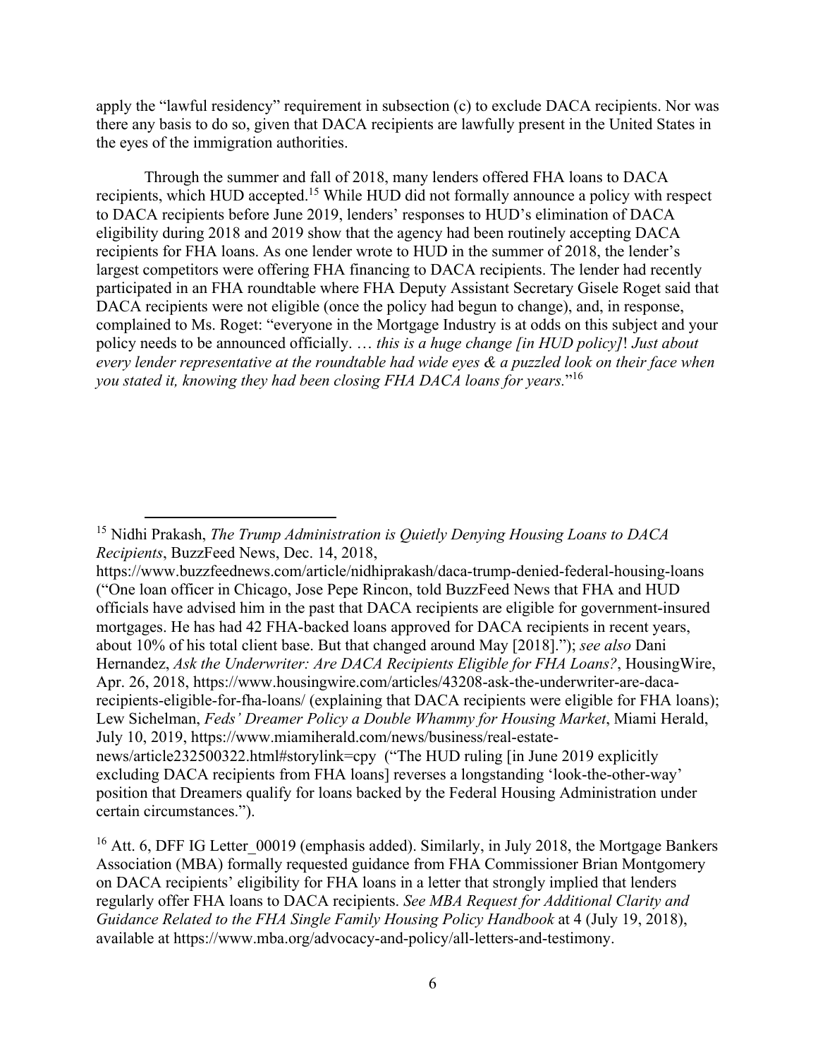apply the "lawful residency" requirement in subsection (c) to exclude DACA recipients. Nor was there any basis to do so, given that DACA recipients are lawfully present in the United States in the eyes of the immigration authorities.

Through the summer and fall of 2018, many lenders offered FHA loans to DACA recipients, which HUD accepted.[15] While HUD did not formally announce a policy with respect to DACA recipients before June 2019, lenders' responses to HUD's elimination of DACA eligibility during 2018 and 2019 show that the agency had been routinely accepting DACA recipients for FHA loans. As one lender wrote to HUD in the summer of 2018, the lender's largest competitors were offering FHA financing to DACA recipients. The lender had recently participated in an FHA roundtable where FHA Deputy Assistant Secretary Gisele Roget said that DACA recipients were not eligible (once the policy had begun to change), and, in response, complained to Ms. Roget: "everyone in the Mortgage Industry is at odds on this subject and your policy needs to be announced officially. … *this is a huge change [in HUD policy]*! *Just about every lender representative at the roundtable had wide eyes & a puzzled look on their face when you stated it, knowing they had been closing FHA DACA loans for years.*"[16]

---

[15] Nidhi Prakash, *The Trump Administration is Quietly Denying Housing Loans to DACA Recipients*, BuzzFeed News, Dec. 14, 2018, https://www.buzzfeednews.com/article/nidhiprakash/daca-trump-denied-federal-housing-loans ("One loan officer in Chicago, Jose Pepe Rincon, told BuzzFeed News that FHA and HUD officials have advised him in the past that DACA recipients are eligible for government-insured mortgages. He has had 42 FHA-backed loans approved for DACA recipients in recent years, about 10% of his total client base. But that changed around May [2018]."); *see also* Dani Hernandez, *Ask the Underwriter: Are DACA Recipients Eligible for FHA Loans?*, HousingWire, Apr. 26, 2018, https://www.housingwire.com/articles/43208-ask-the-underwriter-are-daca-recipients-eligible-for-fha-loans/ (explaining that DACA recipients were eligible for FHA loans); Lew Sichelman, *Feds' Dreamer Policy a Double Whammy for Housing Market*, Miami Herald, July 10, 2019, https://www.miamiherald.com/news/business/real-estate-news/article232500322.html#storylink=cpy ("The HUD ruling [in June 2019 explicitly excluding DACA recipients from FHA loans] reverses a longstanding 'look-the-other-way' position that Dreamers qualify for loans backed by the Federal Housing Administration under certain circumstances.").

[16] Att. 6, DFF IG Letter_00019 (emphasis added). Similarly, in July 2018, the Mortgage Bankers Association (MBA) formally requested guidance from FHA Commissioner Brian Montgomery on DACA recipients' eligibility for FHA loans in a letter that strongly implied that lenders regularly offer FHA loans to DACA recipients. *See MBA Request for Additional Clarity and Guidance Related to the FHA Single Family Housing Policy Handbook* at 4 (July 19, 2018), available at https://www.mba.org/advocacy-and-policy/all-letters-and-testimony.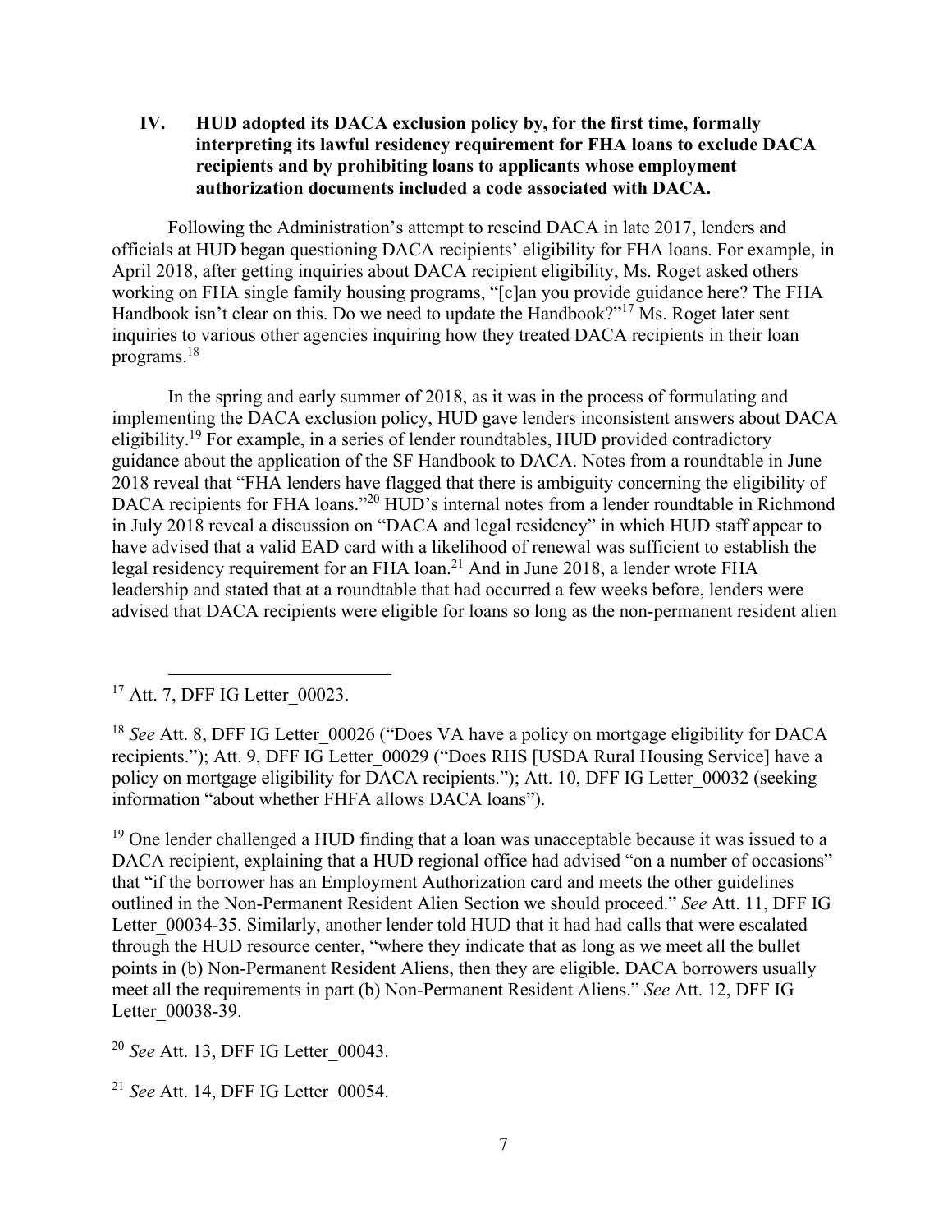## IV. HUD adopted its DACA exclusion policy by, for the first time, formally interpreting its lawful residency requirement for FHA loans to exclude DACA recipients and by prohibiting loans to applicants whose employment authorization documents included a code associated with DACA.

Following the Administration's attempt to rescind DACA in late 2017, lenders and officials at HUD began questioning DACA recipients' eligibility for FHA loans. For example, in April 2018, after getting inquiries about DACA recipient eligibility, Ms. Roget asked others working on FHA single family housing programs, "[c]an you provide guidance here? The FHA Handbook isn't clear on this. Do we need to update the Handbook?"[17] Ms. Roget later sent inquiries to various other agencies inquiring how they treated DACA recipients in their loan programs.[18]

In the spring and early summer of 2018, as it was in the process of formulating and implementing the DACA exclusion policy, HUD gave lenders inconsistent answers about DACA eligibility.[19] For example, in a series of lender roundtables, HUD provided contradictory guidance about the application of the SF Handbook to DACA. Notes from a roundtable in June 2018 reveal that "FHA lenders have flagged that there is ambiguity concerning the eligibility of DACA recipients for FHA loans."[20] HUD's internal notes from a lender roundtable in Richmond in July 2018 reveal a discussion on "DACA and legal residency" in which HUD staff appear to have advised that a valid EAD card with a likelihood of renewal was sufficient to establish the legal residency requirement for an FHA loan.[21] And in June 2018, a lender wrote FHA leadership and stated that at a roundtable that had occurred a few weeks before, lenders were advised that DACA recipients were eligible for loans so long as the non-permanent resident alien

---

[17] Att. 7, DFF IG Letter_00023.

[18] *See* Att. 8, DFF IG Letter_00026 ("Does VA have a policy on mortgage eligibility for DACA recipients."); Att. 9, DFF IG Letter_00029 ("Does RHS [USDA Rural Housing Service] have a policy on mortgage eligibility for DACA recipients."); Att. 10, DFF IG Letter_00032 (seeking information "about whether FHFA allows DACA loans").

[19] One lender challenged a HUD finding that a loan was unacceptable because it was issued to a DACA recipient, explaining that a HUD regional office had advised "on a number of occasions" that "if the borrower has an Employment Authorization card and meets the other guidelines outlined in the Non-Permanent Resident Alien Section we should proceed." *See* Att. 11, DFF IG Letter_00034-35. Similarly, another lender told HUD that it had had calls that were escalated through the HUD resource center, "where they indicate that as long as we meet all the bullet points in (b) Non-Permanent Resident Aliens, then they are eligible. DACA borrowers usually meet all the requirements in part (b) Non-Permanent Resident Aliens." *See* Att. 12, DFF IG Letter_00038-39.

[20] *See* Att. 13, DFF IG Letter_00043.

[21] *See* Att. 14, DFF IG Letter_00054.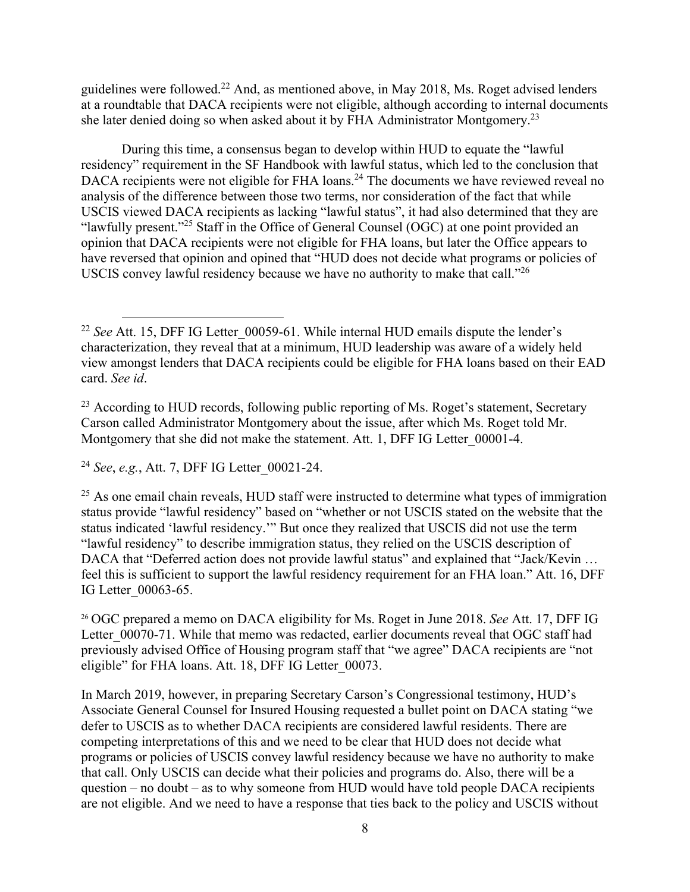guidelines were followed.[22] And, as mentioned above, in May 2018, Ms. Roget advised lenders at a roundtable that DACA recipients were not eligible, although according to internal documents she later denied doing so when asked about it by FHA Administrator Montgomery.[23]

During this time, a consensus began to develop within HUD to equate the "lawful residency" requirement in the SF Handbook with lawful status, which led to the conclusion that DACA recipients were not eligible for FHA loans.[24] The documents we have reviewed reveal no analysis of the difference between those two terms, nor consideration of the fact that while USCIS viewed DACA recipients as lacking "lawful status", it had also determined that they are "lawfully present."[25] Staff in the Office of General Counsel (OGC) at one point provided an opinion that DACA recipients were not eligible for FHA loans, but later the Office appears to have reversed that opinion and opined that "HUD does not decide what programs or policies of USCIS convey lawful residency because we have no authority to make that call."[26]

---

[22] *See* Att. 15, DFF IG Letter_00059-61. While internal HUD emails dispute the lender's characterization, they reveal that at a minimum, HUD leadership was aware of a widely held view amongst lenders that DACA recipients could be eligible for FHA loans based on their EAD card. *See id*.

[23] According to HUD records, following public reporting of Ms. Roget's statement, Secretary Carson called Administrator Montgomery about the issue, after which Ms. Roget told Mr. Montgomery that she did not make the statement. Att. 1, DFF IG Letter_00001-4.

[24] *See*, *e.g.*, Att. 7, DFF IG Letter_00021-24.

[25] As one email chain reveals, HUD staff were instructed to determine what types of immigration status provide "lawful residency" based on "whether or not USCIS stated on the website that the status indicated 'lawful residency.'" But once they realized that USCIS did not use the term "lawful residency" to describe immigration status, they relied on the USCIS description of DACA that "Deferred action does not provide lawful status" and explained that "Jack/Kevin … feel this is sufficient to support the lawful residency requirement for an FHA loan." Att. 16, DFF IG Letter_00063-65.

[26] OGC prepared a memo on DACA eligibility for Ms. Roget in June 2018. *See* Att. 17, DFF IG Letter_00070-71. While that memo was redacted, earlier documents reveal that OGC staff had previously advised Office of Housing program staff that "we agree" DACA recipients are "not eligible" for FHA loans. Att. 18, DFF IG Letter_00073.

In March 2019, however, in preparing Secretary Carson's Congressional testimony, HUD's Associate General Counsel for Insured Housing requested a bullet point on DACA stating "we defer to USCIS as to whether DACA recipients are considered lawful residents. There are competing interpretations of this and we need to be clear that HUD does not decide what programs or policies of USCIS convey lawful residency because we have no authority to make that call. Only USCIS can decide what their policies and programs do. Also, there will be a question – no doubt – as to why someone from HUD would have told people DACA recipients are not eligible. And we need to have a response that ties back to the policy and USCIS without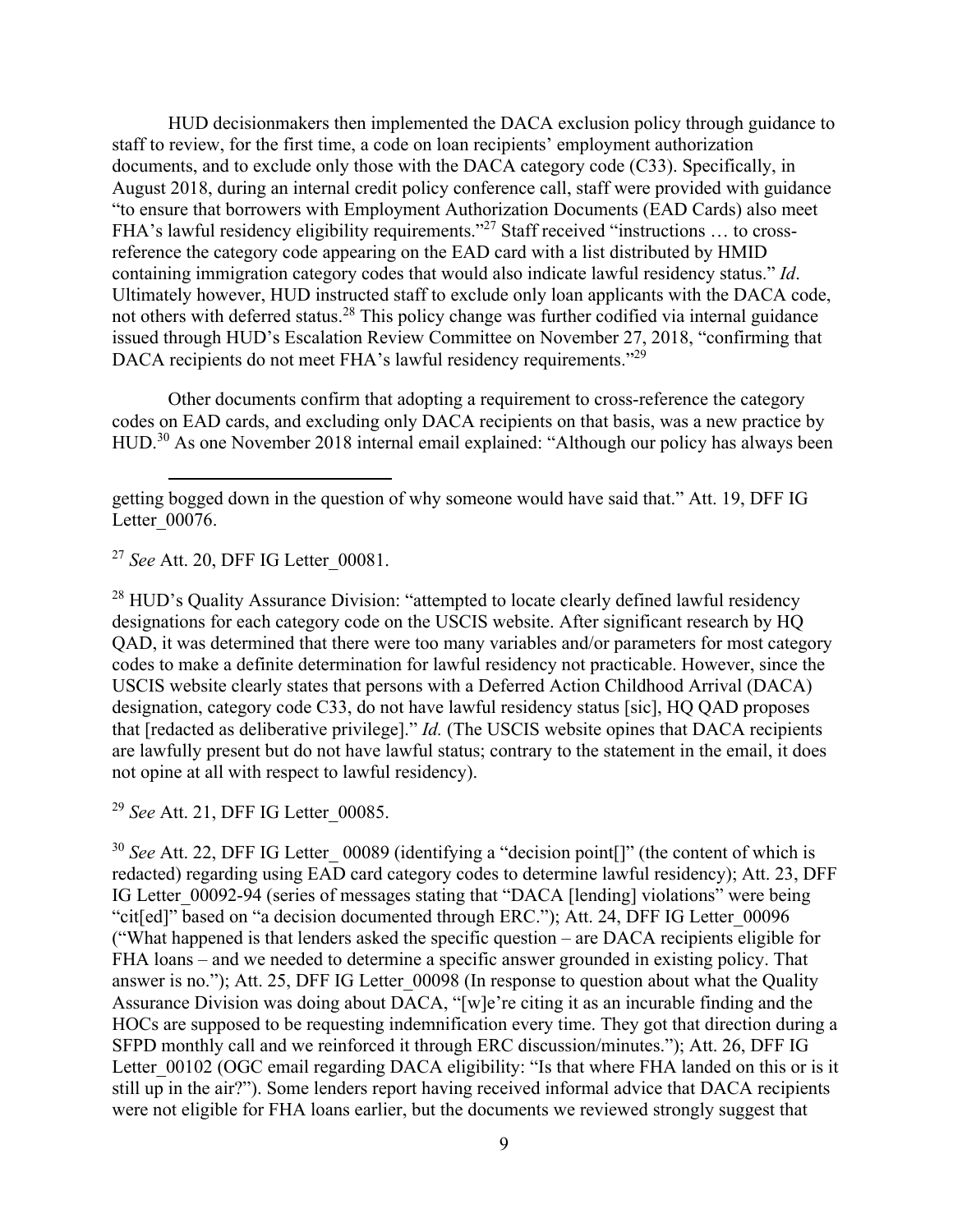HUD decisionmakers then implemented the DACA exclusion policy through guidance to staff to review, for the first time, a code on loan recipients' employment authorization documents, and to exclude only those with the DACA category code (C33). Specifically, in August 2018, during an internal credit policy conference call, staff were provided with guidance "to ensure that borrowers with Employment Authorization Documents (EAD Cards) also meet FHA's lawful residency eligibility requirements."[27] Staff received "instructions … to cross-reference the category code appearing on the EAD card with a list distributed by HMID containing immigration category codes that would also indicate lawful residency status." *Id*. Ultimately however, HUD instructed staff to exclude only loan applicants with the DACA code, not others with deferred status.[28] This policy change was further codified via internal guidance issued through HUD's Escalation Review Committee on November 27, 2018, "confirming that DACA recipients do not meet FHA's lawful residency requirements."[29]

Other documents confirm that adopting a requirement to cross-reference the category codes on EAD cards, and excluding only DACA recipients on that basis, was a new practice by HUD.[30] As one November 2018 internal email explained: "Although our policy has always been

---

getting bogged down in the question of why someone would have said that." Att. 19, DFF IG Letter_00076.

[27] *See* Att. 20, DFF IG Letter_00081.

[28] HUD's Quality Assurance Division: "attempted to locate clearly defined lawful residency designations for each category code on the USCIS website. After significant research by HQ QAD, it was determined that there were too many variables and/or parameters for most category codes to make a definite determination for lawful residency not practicable. However, since the USCIS website clearly states that persons with a Deferred Action Childhood Arrival (DACA) designation, category code C33, do not have lawful residency status [sic], HQ QAD proposes that [redacted as deliberative privilege]." *Id.* (The USCIS website opines that DACA recipients are lawfully present but do not have lawful status; contrary to the statement in the email, it does not opine at all with respect to lawful residency).

[29] *See* Att. 21, DFF IG Letter_00085.

[30] *See* Att. 22, DFF IG Letter_ 00089 (identifying a "decision point[]" (the content of which is redacted) regarding using EAD card category codes to determine lawful residency); Att. 23, DFF IG Letter_00092-94 (series of messages stating that "DACA [lending] violations" were being "cit[ed]" based on "a decision documented through ERC."); Att. 24, DFF IG Letter_00096 ("What happened is that lenders asked the specific question – are DACA recipients eligible for FHA loans – and we needed to determine a specific answer grounded in existing policy. That answer is no."); Att. 25, DFF IG Letter_00098 (In response to question about what the Quality Assurance Division was doing about DACA, "[w]e're citing it as an incurable finding and the HOCs are supposed to be requesting indemnification every time. They got that direction during a SFPD monthly call and we reinforced it through ERC discussion/minutes."); Att. 26, DFF IG Letter_00102 (OGC email regarding DACA eligibility: "Is that where FHA landed on this or is it still up in the air?"). Some lenders report having received informal advice that DACA recipients were not eligible for FHA loans earlier, but the documents we reviewed strongly suggest that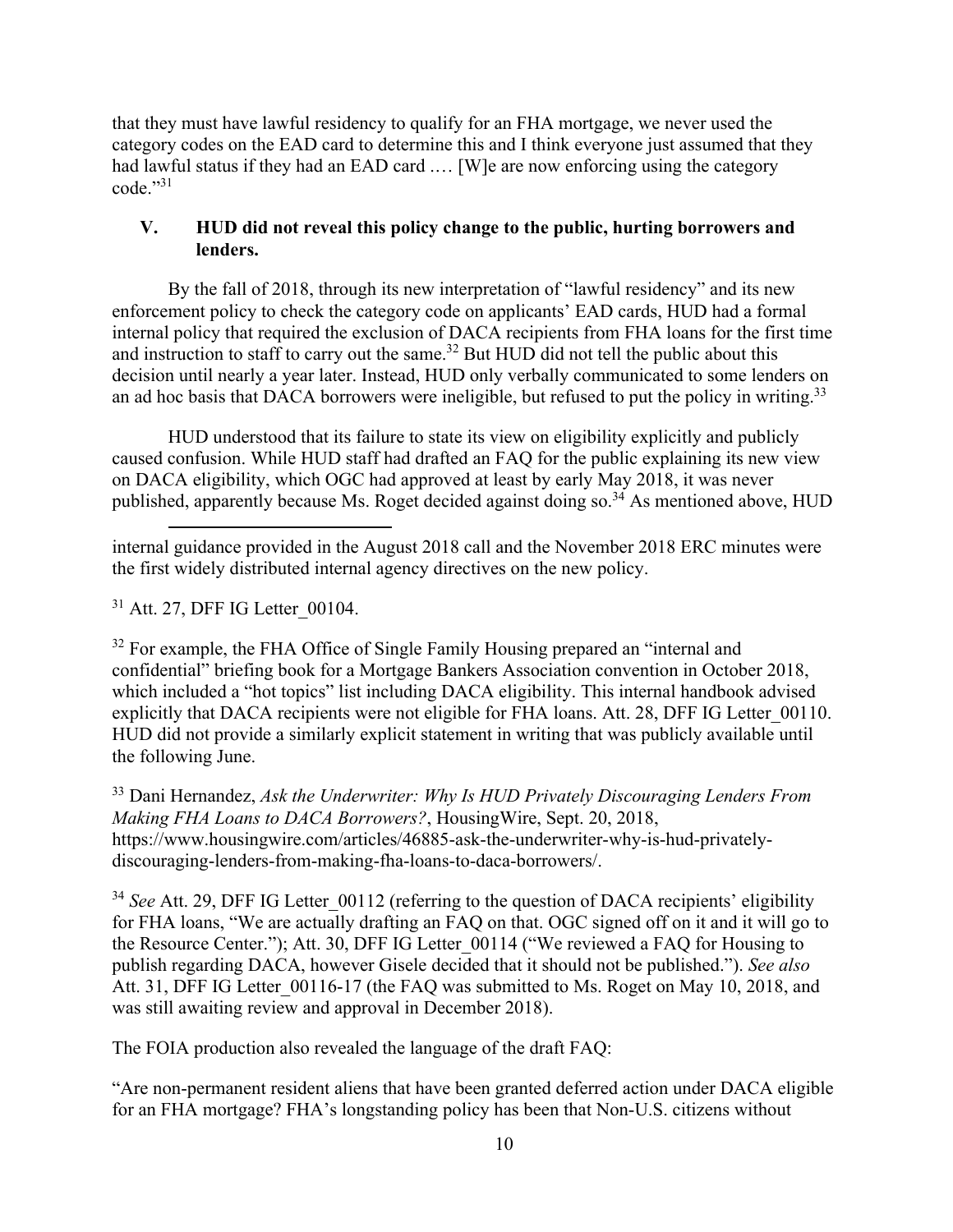that they must have lawful residency to qualify for an FHA mortgage, we never used the category codes on the EAD card to determine this and I think everyone just assumed that they had lawful status if they had an EAD card …. [W]e are now enforcing using the category code."[31]

## V. HUD did not reveal this policy change to the public, hurting borrowers and lenders.

By the fall of 2018, through its new interpretation of "lawful residency" and its new enforcement policy to check the category code on applicants' EAD cards, HUD had a formal internal policy that required the exclusion of DACA recipients from FHA loans for the first time and instruction to staff to carry out the same.[32] But HUD did not tell the public about this decision until nearly a year later. Instead, HUD only verbally communicated to some lenders on an ad hoc basis that DACA borrowers were ineligible, but refused to put the policy in writing.[33]

HUD understood that its failure to state its view on eligibility explicitly and publicly caused confusion. While HUD staff had drafted an FAQ for the public explaining its new view on DACA eligibility, which OGC had approved at least by early May 2018, it was never published, apparently because Ms. Roget decided against doing so.[34] As mentioned above, HUD

---

internal guidance provided in the August 2018 call and the November 2018 ERC minutes were the first widely distributed internal agency directives on the new policy.

[31] Att. 27, DFF IG Letter_00104.

[32] For example, the FHA Office of Single Family Housing prepared an "internal and confidential" briefing book for a Mortgage Bankers Association convention in October 2018, which included a "hot topics" list including DACA eligibility. This internal handbook advised explicitly that DACA recipients were not eligible for FHA loans. Att. 28, DFF IG Letter_00110. HUD did not provide a similarly explicit statement in writing that was publicly available until the following June.

[33] Dani Hernandez, *Ask the Underwriter: Why Is HUD Privately Discouraging Lenders From Making FHA Loans to DACA Borrowers?*, HousingWire, Sept. 20, 2018, https://www.housingwire.com/articles/46885-ask-the-underwriter-why-is-hud-privately-discouraging-lenders-from-making-fha-loans-to-daca-borrowers/.

[34] *See* Att. 29, DFF IG Letter_00112 (referring to the question of DACA recipients' eligibility for FHA loans, "We are actually drafting an FAQ on that. OGC signed off on it and it will go to the Resource Center."); Att. 30, DFF IG Letter_00114 ("We reviewed a FAQ for Housing to publish regarding DACA, however Gisele decided that it should not be published."). *See also* Att. 31, DFF IG Letter_00116-17 (the FAQ was submitted to Ms. Roget on May 10, 2018, and was still awaiting review and approval in December 2018).

The FOIA production also revealed the language of the draft FAQ:

"Are non-permanent resident aliens that have been granted deferred action under DACA eligible for an FHA mortgage? FHA's longstanding policy has been that Non-U.S. citizens without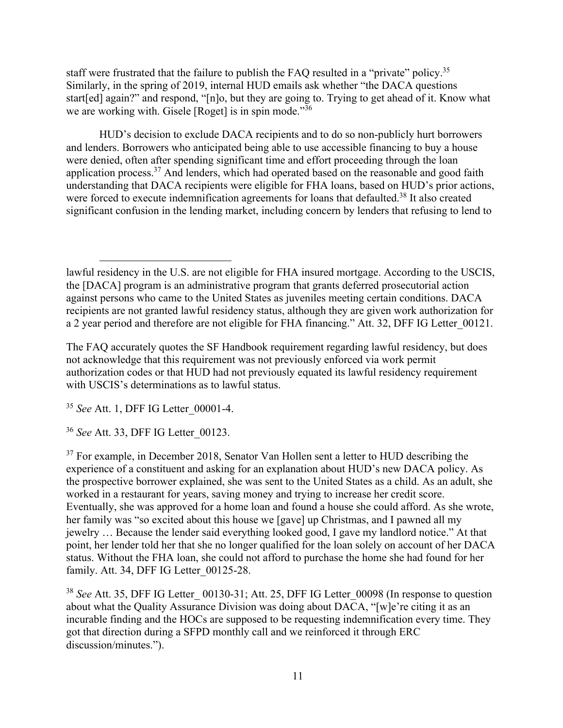staff were frustrated that the failure to publish the FAQ resulted in a "private" policy.[35] Similarly, in the spring of 2019, internal HUD emails ask whether "the DACA questions start[ed] again?" and respond, "[n]o, but they are going to. Trying to get ahead of it. Know what we are working with. Gisele [Roget] is in spin mode."[36]

HUD's decision to exclude DACA recipients and to do so non-publicly hurt borrowers and lenders. Borrowers who anticipated being able to use accessible financing to buy a house were denied, often after spending significant time and effort proceeding through the loan application process.[37] And lenders, which had operated based on the reasonable and good faith understanding that DACA recipients were eligible for FHA loans, based on HUD's prior actions, were forced to execute indemnification agreements for loans that defaulted.[38] It also created significant confusion in the lending market, including concern by lenders that refusing to lend to

---

lawful residency in the U.S. are not eligible for FHA insured mortgage. According to the USCIS, the [DACA] program is an administrative program that grants deferred prosecutorial action against persons who came to the United States as juveniles meeting certain conditions. DACA recipients are not granted lawful residency status, although they are given work authorization for a 2 year period and therefore are not eligible for FHA financing." Att. 32, DFF IG Letter_00121.

The FAQ accurately quotes the SF Handbook requirement regarding lawful residency, but does not acknowledge that this requirement was not previously enforced via work permit authorization codes or that HUD had not previously equated its lawful residency requirement with USCIS's determinations as to lawful status.

[35] *See* Att. 1, DFF IG Letter_00001-4.

[36] *See* Att. 33, DFF IG Letter_00123.

[37] For example, in December 2018, Senator Van Hollen sent a letter to HUD describing the experience of a constituent and asking for an explanation about HUD's new DACA policy. As the prospective borrower explained, she was sent to the United States as a child. As an adult, she worked in a restaurant for years, saving money and trying to increase her credit score. Eventually, she was approved for a home loan and found a house she could afford. As she wrote, her family was "so excited about this house we [gave] up Christmas, and I pawned all my jewelry … Because the lender said everything looked good, I gave my landlord notice." At that point, her lender told her that she no longer qualified for the loan solely on account of her DACA status. Without the FHA loan, she could not afford to purchase the home she had found for her family. Att. 34, DFF IG Letter_00125-28.

[38] *See* Att. 35, DFF IG Letter_ 00130-31; Att. 25, DFF IG Letter_00098 (In response to question about what the Quality Assurance Division was doing about DACA, "[w]e're citing it as an incurable finding and the HOCs are supposed to be requesting indemnification every time. They got that direction during a SFPD monthly call and we reinforced it through ERC discussion/minutes.").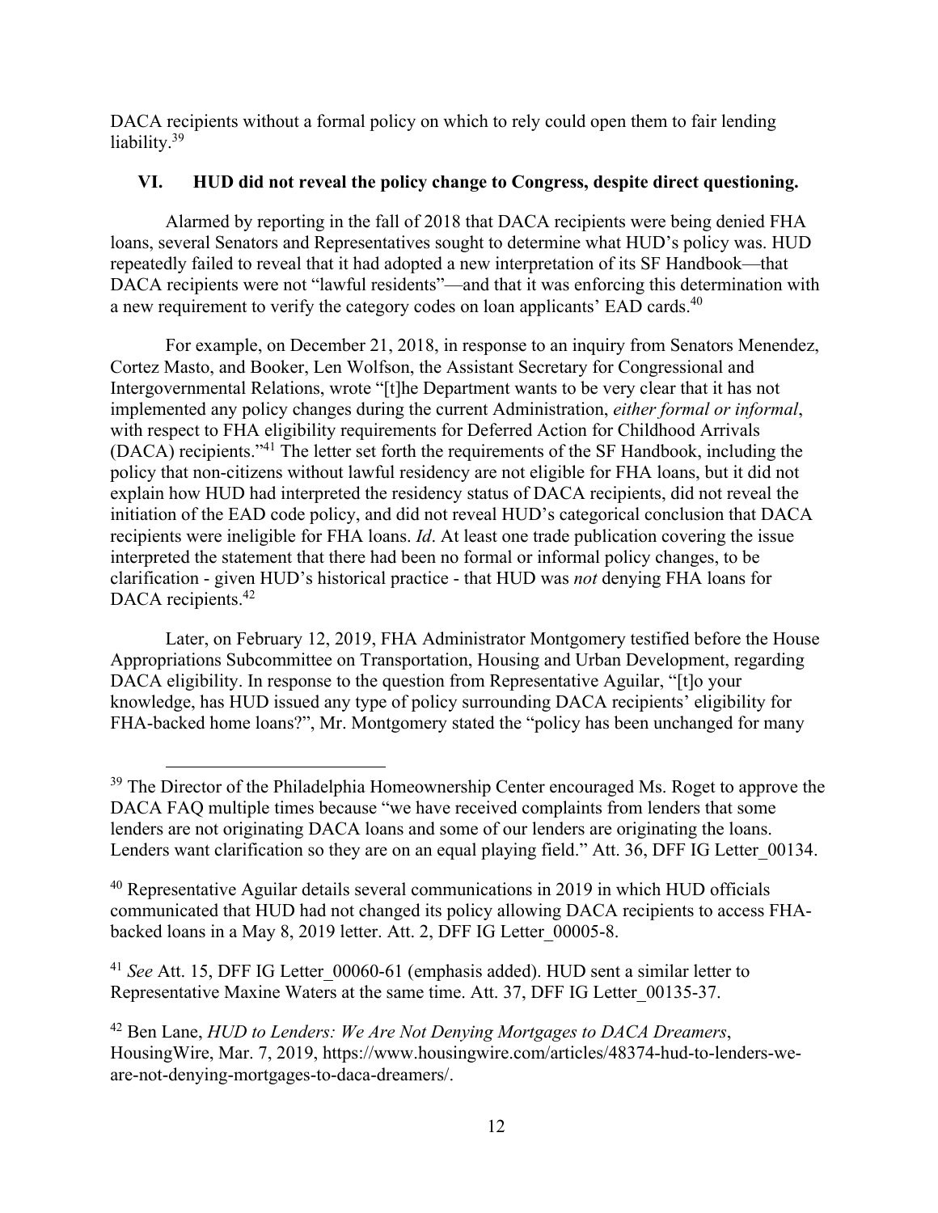DACA recipients without a formal policy on which to rely could open them to fair lending liability.[39]

## VI. HUD did not reveal the policy change to Congress, despite direct questioning.

Alarmed by reporting in the fall of 2018 that DACA recipients were being denied FHA loans, several Senators and Representatives sought to determine what HUD's policy was. HUD repeatedly failed to reveal that it had adopted a new interpretation of its SF Handbook—that DACA recipients were not "lawful residents"—and that it was enforcing this determination with a new requirement to verify the category codes on loan applicants' EAD cards.[40]

For example, on December 21, 2018, in response to an inquiry from Senators Menendez, Cortez Masto, and Booker, Len Wolfson, the Assistant Secretary for Congressional and Intergovernmental Relations, wrote "[t]he Department wants to be very clear that it has not implemented any policy changes during the current Administration, *either formal or informal*, with respect to FHA eligibility requirements for Deferred Action for Childhood Arrivals (DACA) recipients."[41] The letter set forth the requirements of the SF Handbook, including the policy that non-citizens without lawful residency are not eligible for FHA loans, but it did not explain how HUD had interpreted the residency status of DACA recipients, did not reveal the initiation of the EAD code policy, and did not reveal HUD's categorical conclusion that DACA recipients were ineligible for FHA loans. *Id*. At least one trade publication covering the issue interpreted the statement that there had been no formal or informal policy changes, to be clarification - given HUD's historical practice - that HUD was *not* denying FHA loans for DACA recipients.[42]

Later, on February 12, 2019, FHA Administrator Montgomery testified before the House Appropriations Subcommittee on Transportation, Housing and Urban Development, regarding DACA eligibility. In response to the question from Representative Aguilar, "[t]o your knowledge, has HUD issued any type of policy surrounding DACA recipients' eligibility for FHA-backed home loans?", Mr. Montgomery stated the "policy has been unchanged for many

---

[39] The Director of the Philadelphia Homeownership Center encouraged Ms. Roget to approve the DACA FAQ multiple times because "we have received complaints from lenders that some lenders are not originating DACA loans and some of our lenders are originating the loans. Lenders want clarification so they are on an equal playing field." Att. 36, DFF IG Letter_00134.

[40] Representative Aguilar details several communications in 2019 in which HUD officials communicated that HUD had not changed its policy allowing DACA recipients to access FHA-backed loans in a May 8, 2019 letter. Att. 2, DFF IG Letter_00005-8.

[41] *See* Att. 15, DFF IG Letter_00060-61 (emphasis added). HUD sent a similar letter to Representative Maxine Waters at the same time. Att. 37, DFF IG Letter_00135-37.

[42] Ben Lane, *HUD to Lenders: We Are Not Denying Mortgages to DACA Dreamers*, HousingWire, Mar. 7, 2019, https://www.housingwire.com/articles/48374-hud-to-lenders-we-are-not-denying-mortgages-to-daca-dreamers/.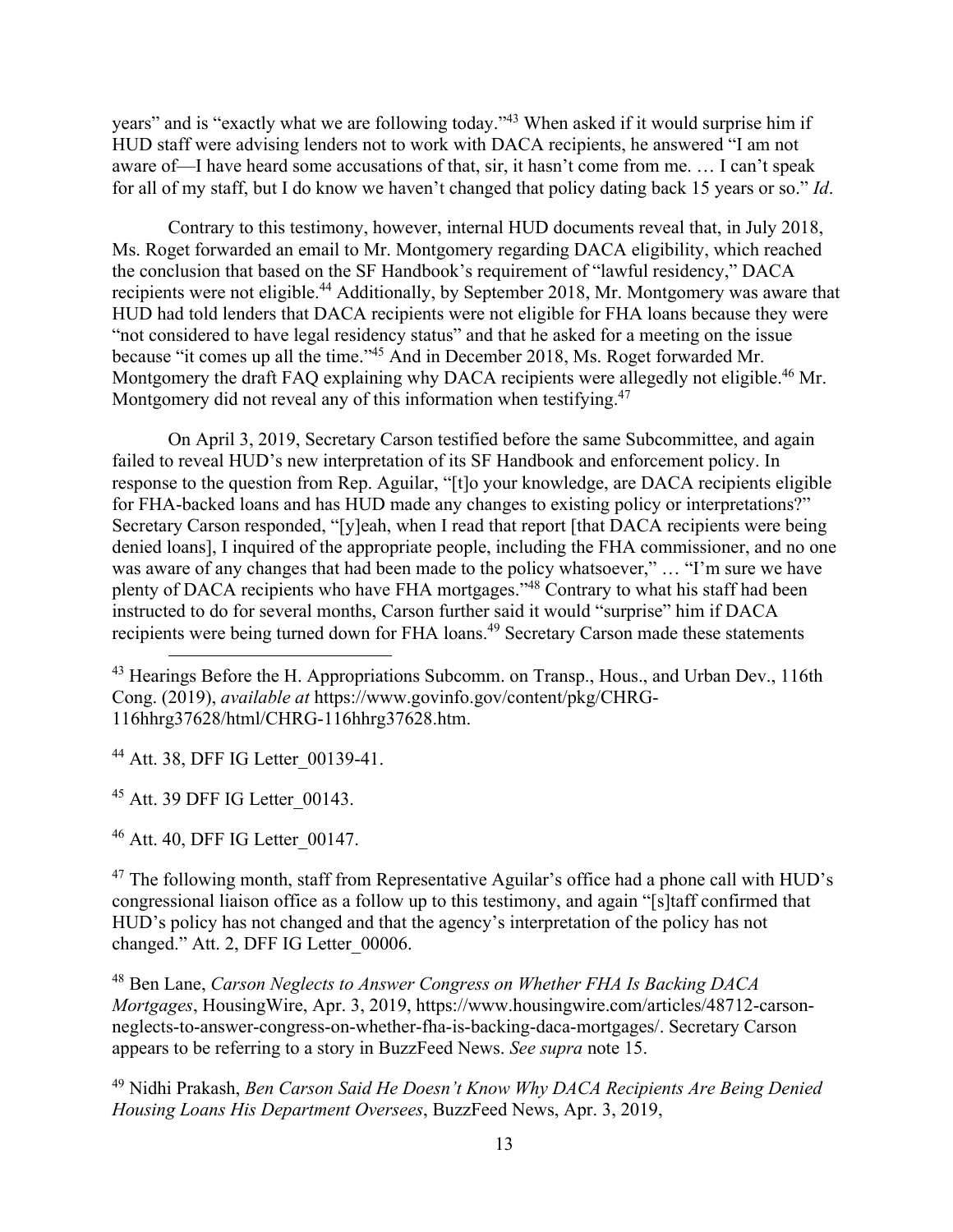years" and is "exactly what we are following today."[43] When asked if it would surprise him if HUD staff were advising lenders not to work with DACA recipients, he answered "I am not aware of—I have heard some accusations of that, sir, it hasn't come from me. … I can't speak for all of my staff, but I do know we haven't changed that policy dating back 15 years or so." *Id*.

Contrary to this testimony, however, internal HUD documents reveal that, in July 2018, Ms. Roget forwarded an email to Mr. Montgomery regarding DACA eligibility, which reached the conclusion that based on the SF Handbook's requirement of "lawful residency," DACA recipients were not eligible.[44] Additionally, by September 2018, Mr. Montgomery was aware that HUD had told lenders that DACA recipients were not eligible for FHA loans because they were "not considered to have legal residency status" and that he asked for a meeting on the issue because "it comes up all the time."[45] And in December 2018, Ms. Roget forwarded Mr. Montgomery the draft FAQ explaining why DACA recipients were allegedly not eligible.[46] Mr. Montgomery did not reveal any of this information when testifying.[47]

On April 3, 2019, Secretary Carson testified before the same Subcommittee, and again failed to reveal HUD's new interpretation of its SF Handbook and enforcement policy. In response to the question from Rep. Aguilar, "[t]o your knowledge, are DACA recipients eligible for FHA-backed loans and has HUD made any changes to existing policy or interpretations?" Secretary Carson responded, "[y]eah, when I read that report [that DACA recipients were being denied loans], I inquired of the appropriate people, including the FHA commissioner, and no one was aware of any changes that had been made to the policy whatsoever," … "I'm sure we have plenty of DACA recipients who have FHA mortgages."[48] Contrary to what his staff had been instructed to do for several months, Carson further said it would "surprise" him if DACA recipients were being turned down for FHA loans.[49] Secretary Carson made these statements

[43] Hearings Before the H. Appropriations Subcomm. on Transp., Hous., and Urban Dev., 116th Cong. (2019), *available at* https://www.govinfo.gov/content/pkg/CHRG-116hhrg37628/html/CHRG-116hhrg37628.htm.

[44] Att. 38, DFF IG Letter_00139-41.

[45] Att. 39 DFF IG Letter_00143.

[46] Att. 40, DFF IG Letter_00147.

[47] The following month, staff from Representative Aguilar's office had a phone call with HUD's congressional liaison office as a follow up to this testimony, and again "[s]taff confirmed that HUD's policy has not changed and that the agency's interpretation of the policy has not changed." Att. 2, DFF IG Letter_00006.

[48] Ben Lane, *Carson Neglects to Answer Congress on Whether FHA Is Backing DACA Mortgages*, HousingWire, Apr. 3, 2019, https://www.housingwire.com/articles/48712-carson-neglects-to-answer-congress-on-whether-fha-is-backing-daca-mortgages/. Secretary Carson appears to be referring to a story in BuzzFeed News. *See supra* note 15.

[49] Nidhi Prakash, *Ben Carson Said He Doesn't Know Why DACA Recipients Are Being Denied Housing Loans His Department Oversees*, BuzzFeed News, Apr. 3, 2019,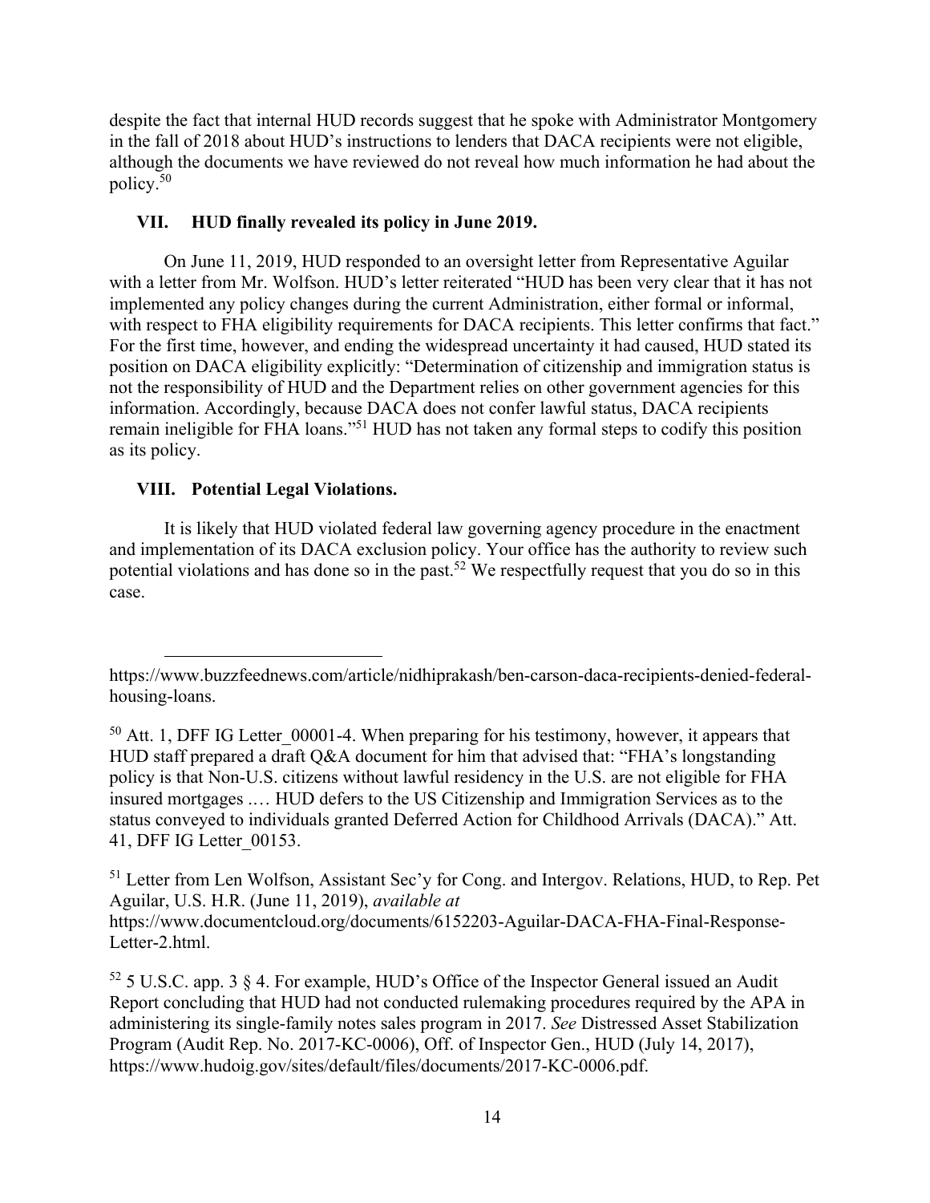despite the fact that internal HUD records suggest that he spoke with Administrator Montgomery in the fall of 2018 about HUD's instructions to lenders that DACA recipients were not eligible, although the documents we have reviewed do not reveal how much information he had about the policy.[50]

## VII. HUD finally revealed its policy in June 2019.

On June 11, 2019, HUD responded to an oversight letter from Representative Aguilar with a letter from Mr. Wolfson. HUD's letter reiterated "HUD has been very clear that it has not implemented any policy changes during the current Administration, either formal or informal, with respect to FHA eligibility requirements for DACA recipients. This letter confirms that fact." For the first time, however, and ending the widespread uncertainty it had caused, HUD stated its position on DACA eligibility explicitly: "Determination of citizenship and immigration status is not the responsibility of HUD and the Department relies on other government agencies for this information. Accordingly, because DACA does not confer lawful status, DACA recipients remain ineligible for FHA loans."[51] HUD has not taken any formal steps to codify this position as its policy.

## VIII. Potential Legal Violations.

It is likely that HUD violated federal law governing agency procedure in the enactment and implementation of its DACA exclusion policy. Your office has the authority to review such potential violations and has done so in the past.[52] We respectfully request that you do so in this case.

---

https://www.buzzfeednews.com/article/nidhiprakash/ben-carson-daca-recipients-denied-federal-housing-loans.

[50] Att. 1, DFF IG Letter_00001-4. When preparing for his testimony, however, it appears that HUD staff prepared a draft Q&A document for him that advised that: "FHA's longstanding policy is that Non-U.S. citizens without lawful residency in the U.S. are not eligible for FHA insured mortgages .… HUD defers to the US Citizenship and Immigration Services as to the status conveyed to individuals granted Deferred Action for Childhood Arrivals (DACA)." Att. 41, DFF IG Letter_00153.

[51] Letter from Len Wolfson, Assistant Sec'y for Cong. and Intergov. Relations, HUD, to Rep. Pet Aguilar, U.S. H.R. (June 11, 2019), *available at* https://www.documentcloud.org/documents/6152203-Aguilar-DACA-FHA-Final-Response-Letter-2.html.

[52] 5 U.S.C. app. 3 § 4. For example, HUD's Office of the Inspector General issued an Audit Report concluding that HUD had not conducted rulemaking procedures required by the APA in administering its single-family notes sales program in 2017. *See* Distressed Asset Stabilization Program (Audit Rep. No. 2017-KC-0006), Off. of Inspector Gen., HUD (July 14, 2017), https://www.hudoig.gov/sites/default/files/documents/2017-KC-0006.pdf.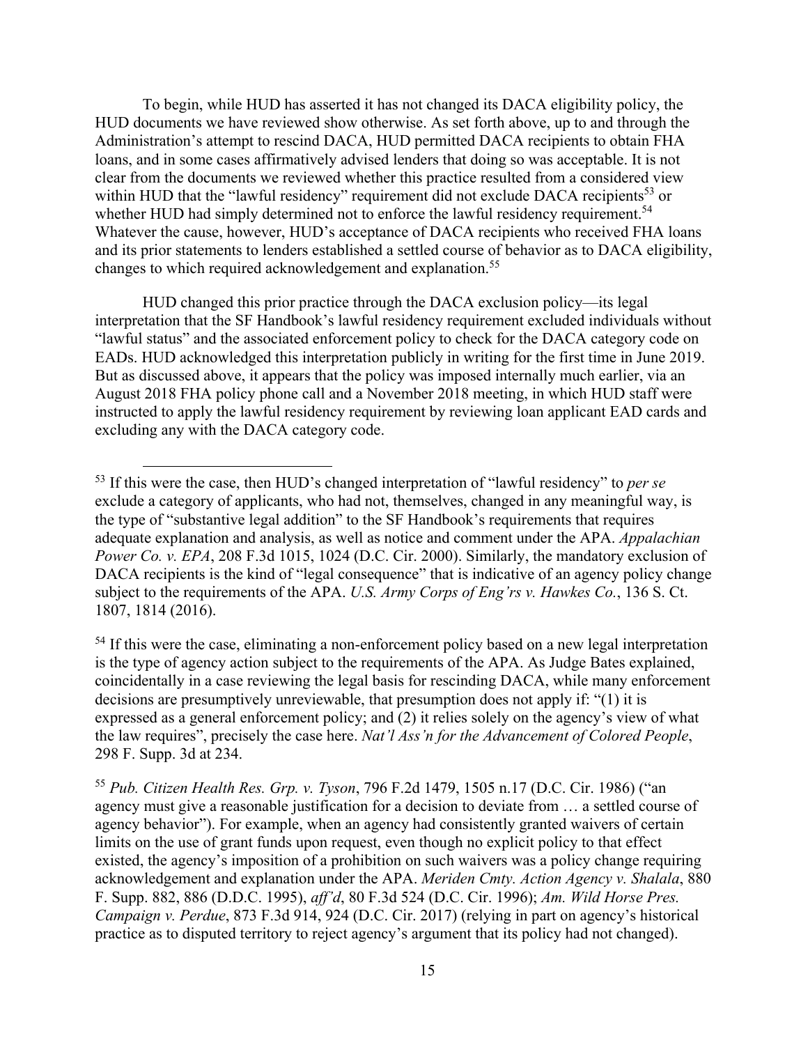To begin, while HUD has asserted it has not changed its DACA eligibility policy, the HUD documents we have reviewed show otherwise. As set forth above, up to and through the Administration's attempt to rescind DACA, HUD permitted DACA recipients to obtain FHA loans, and in some cases affirmatively advised lenders that doing so was acceptable. It is not clear from the documents we reviewed whether this practice resulted from a considered view within HUD that the "lawful residency" requirement did not exclude DACA recipients[53] or whether HUD had simply determined not to enforce the lawful residency requirement.[54] Whatever the cause, however, HUD's acceptance of DACA recipients who received FHA loans and its prior statements to lenders established a settled course of behavior as to DACA eligibility, changes to which required acknowledgement and explanation.[55]

HUD changed this prior practice through the DACA exclusion policy—its legal interpretation that the SF Handbook's lawful residency requirement excluded individuals without "lawful status" and the associated enforcement policy to check for the DACA category code on EADs. HUD acknowledged this interpretation publicly in writing for the first time in June 2019. But as discussed above, it appears that the policy was imposed internally much earlier, via an August 2018 FHA policy phone call and a November 2018 meeting, in which HUD staff were instructed to apply the lawful residency requirement by reviewing loan applicant EAD cards and excluding any with the DACA category code.

---

[53] If this were the case, then HUD's changed interpretation of "lawful residency" to *per se* exclude a category of applicants, who had not, themselves, changed in any meaningful way, is the type of "substantive legal addition" to the SF Handbook's requirements that requires adequate explanation and analysis, as well as notice and comment under the APA. *Appalachian Power Co. v. EPA*, 208 F.3d 1015, 1024 (D.C. Cir. 2000). Similarly, the mandatory exclusion of DACA recipients is the kind of "legal consequence" that is indicative of an agency policy change subject to the requirements of the APA. *U.S. Army Corps of Eng'rs v. Hawkes Co.*, 136 S. Ct. 1807, 1814 (2016).

[54] If this were the case, eliminating a non-enforcement policy based on a new legal interpretation is the type of agency action subject to the requirements of the APA. As Judge Bates explained, coincidentally in a case reviewing the legal basis for rescinding DACA, while many enforcement decisions are presumptively unreviewable, that presumption does not apply if: "(1) it is expressed as a general enforcement policy; and (2) it relies solely on the agency's view of what the law requires", precisely the case here. *Nat'l Ass'n for the Advancement of Colored People*, 298 F. Supp. 3d at 234.

[55] *Pub. Citizen Health Res. Grp. v. Tyson*, 796 F.2d 1479, 1505 n.17 (D.C. Cir. 1986) ("an agency must give a reasonable justification for a decision to deviate from … a settled course of agency behavior"). For example, when an agency had consistently granted waivers of certain limits on the use of grant funds upon request, even though no explicit policy to that effect existed, the agency's imposition of a prohibition on such waivers was a policy change requiring acknowledgement and explanation under the APA. *Meriden Cmty. Action Agency v. Shalala*, 880 F. Supp. 882, 886 (D.D.C. 1995), *aff'd*, 80 F.3d 524 (D.C. Cir. 1996); *Am. Wild Horse Pres. Campaign v. Perdue*, 873 F.3d 914, 924 (D.C. Cir. 2017) (relying in part on agency's historical practice as to disputed territory to reject agency's argument that its policy had not changed).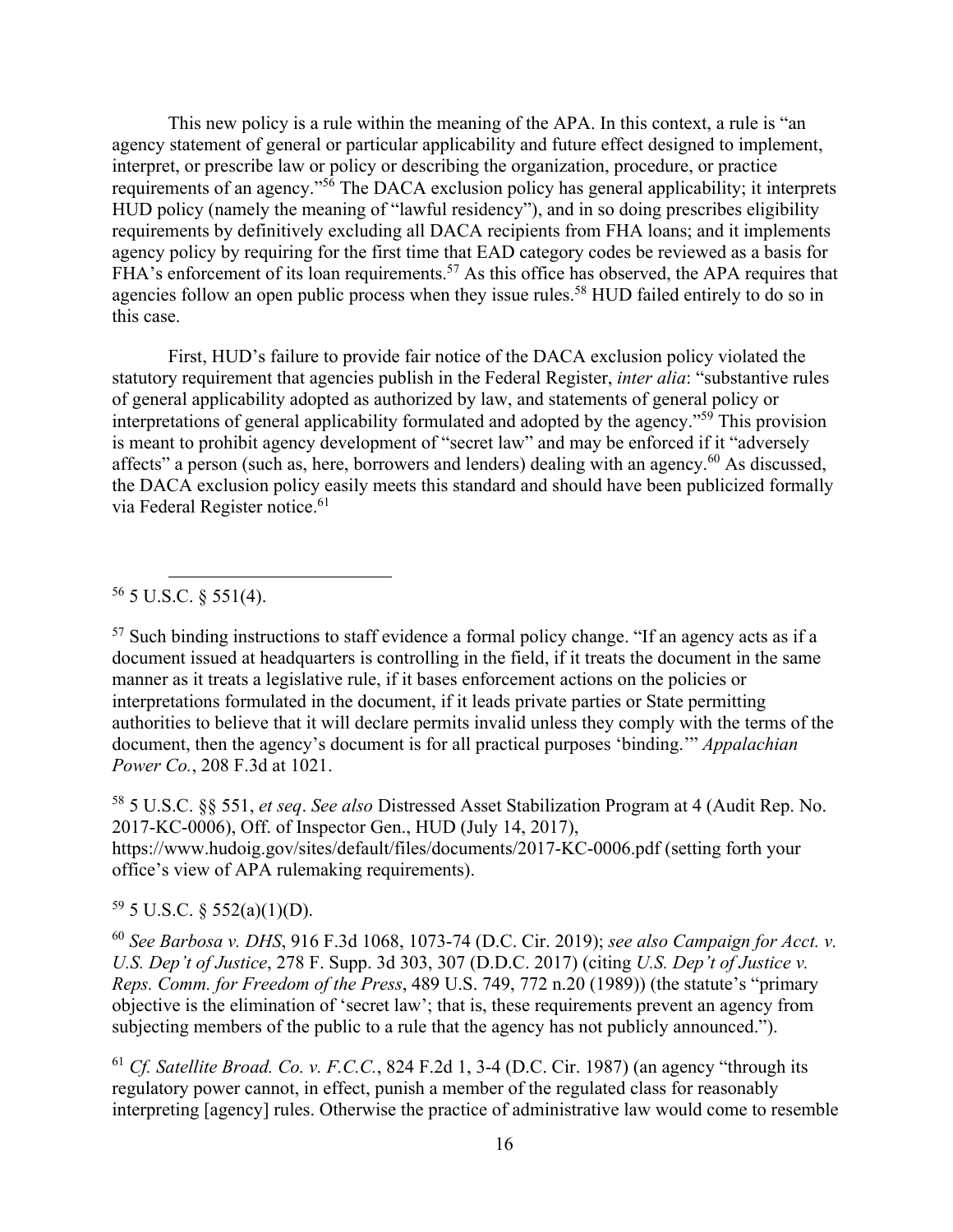This new policy is a rule within the meaning of the APA. In this context, a rule is "an agency statement of general or particular applicability and future effect designed to implement, interpret, or prescribe law or policy or describing the organization, procedure, or practice requirements of an agency."[56] The DACA exclusion policy has general applicability; it interprets HUD policy (namely the meaning of "lawful residency"), and in so doing prescribes eligibility requirements by definitively excluding all DACA recipients from FHA loans; and it implements agency policy by requiring for the first time that EAD category codes be reviewed as a basis for FHA's enforcement of its loan requirements.[57] As this office has observed, the APA requires that agencies follow an open public process when they issue rules.[58] HUD failed entirely to do so in this case.

First, HUD's failure to provide fair notice of the DACA exclusion policy violated the statutory requirement that agencies publish in the Federal Register, *inter alia*: "substantive rules of general applicability adopted as authorized by law, and statements of general policy or interpretations of general applicability formulated and adopted by the agency."[59] This provision is meant to prohibit agency development of "secret law" and may be enforced if it "adversely affects" a person (such as, here, borrowers and lenders) dealing with an agency.[60] As discussed, the DACA exclusion policy easily meets this standard and should have been publicized formally via Federal Register notice.[61]

---

[56] 5 U.S.C. § 551(4).

[57] Such binding instructions to staff evidence a formal policy change. "If an agency acts as if a document issued at headquarters is controlling in the field, if it treats the document in the same manner as it treats a legislative rule, if it bases enforcement actions on the policies or interpretations formulated in the document, if it leads private parties or State permitting authorities to believe that it will declare permits invalid unless they comply with the terms of the document, then the agency's document is for all practical purposes 'binding.'" *Appalachian Power Co.*, 208 F.3d at 1021.

[58] 5 U.S.C. §§ 551, *et seq*. *See also* Distressed Asset Stabilization Program at 4 (Audit Rep. No. 2017-KC-0006), Off. of Inspector Gen., HUD (July 14, 2017), https://www.hudoig.gov/sites/default/files/documents/2017-KC-0006.pdf (setting forth your office's view of APA rulemaking requirements).

[59] 5 U.S.C. § 552(a)(1)(D).

[60] *See Barbosa v. DHS*, 916 F.3d 1068, 1073-74 (D.C. Cir. 2019); *see also Campaign for Acct. v. U.S. Dep't of Justice*, 278 F. Supp. 3d 303, 307 (D.D.C. 2017) (citing *U.S. Dep't of Justice v. Reps. Comm. for Freedom of the Press*, 489 U.S. 749, 772 n.20 (1989)) (the statute's "primary objective is the elimination of 'secret law'; that is, these requirements prevent an agency from subjecting members of the public to a rule that the agency has not publicly announced.").

[61] *Cf. Satellite Broad. Co. v. F.C.C.*, 824 F.2d 1, 3-4 (D.C. Cir. 1987) (an agency "through its regulatory power cannot, in effect, punish a member of the regulated class for reasonably interpreting [agency] rules. Otherwise the practice of administrative law would come to resemble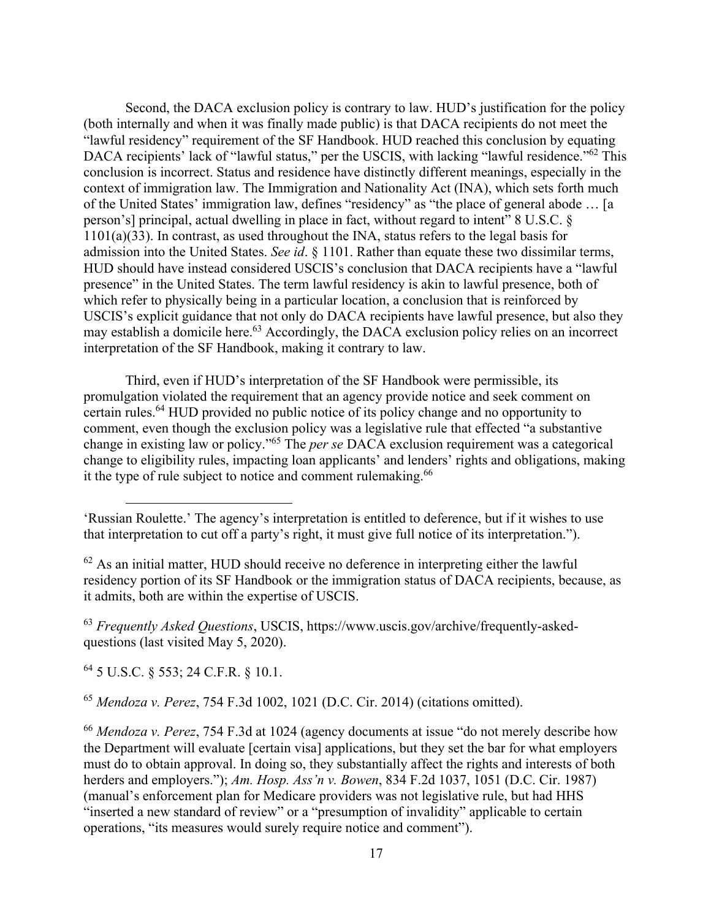Second, the DACA exclusion policy is contrary to law. HUD's justification for the policy (both internally and when it was finally made public) is that DACA recipients do not meet the "lawful residency" requirement of the SF Handbook. HUD reached this conclusion by equating DACA recipients' lack of "lawful status," per the USCIS, with lacking "lawful residence."[62] This conclusion is incorrect. Status and residence have distinctly different meanings, especially in the context of immigration law. The Immigration and Nationality Act (INA), which sets forth much of the United States' immigration law, defines "residency" as "the place of general abode … [a person's] principal, actual dwelling in place in fact, without regard to intent" 8 U.S.C. § 1101(a)(33). In contrast, as used throughout the INA, status refers to the legal basis for admission into the United States. *See id*. § 1101. Rather than equate these two dissimilar terms, HUD should have instead considered USCIS's conclusion that DACA recipients have a "lawful presence" in the United States. The term lawful residency is akin to lawful presence, both of which refer to physically being in a particular location, a conclusion that is reinforced by USCIS's explicit guidance that not only do DACA recipients have lawful presence, but also they may establish a domicile here.[63] Accordingly, the DACA exclusion policy relies on an incorrect interpretation of the SF Handbook, making it contrary to law.

Third, even if HUD's interpretation of the SF Handbook were permissible, its promulgation violated the requirement that an agency provide notice and seek comment on certain rules.[64] HUD provided no public notice of its policy change and no opportunity to comment, even though the exclusion policy was a legislative rule that effected "a substantive change in existing law or policy."[65] The *per se* DACA exclusion requirement was a categorical change to eligibility rules, impacting loan applicants' and lenders' rights and obligations, making it the type of rule subject to notice and comment rulemaking.[66]

---

'Russian Roulette.' The agency's interpretation is entitled to deference, but if it wishes to use that interpretation to cut off a party's right, it must give full notice of its interpretation.").

[62] As an initial matter, HUD should receive no deference in interpreting either the lawful residency portion of its SF Handbook or the immigration status of DACA recipients, because, as it admits, both are within the expertise of USCIS.

[63] *Frequently Asked Questions*, USCIS, https://www.uscis.gov/archive/frequently-asked-questions (last visited May 5, 2020).

[64] 5 U.S.C. § 553; 24 C.F.R. § 10.1.

[65] *Mendoza v. Perez*, 754 F.3d 1002, 1021 (D.C. Cir. 2014) (citations omitted).

[66] *Mendoza v. Perez*, 754 F.3d at 1024 (agency documents at issue "do not merely describe how the Department will evaluate [certain visa] applications, but they set the bar for what employers must do to obtain approval. In doing so, they substantially affect the rights and interests of both herders and employers."); *Am. Hosp. Ass'n v. Bowen*, 834 F.2d 1037, 1051 (D.C. Cir. 1987) (manual's enforcement plan for Medicare providers was not legislative rule, but had HHS "inserted a new standard of review" or a "presumption of invalidity" applicable to certain operations, "its measures would surely require notice and comment").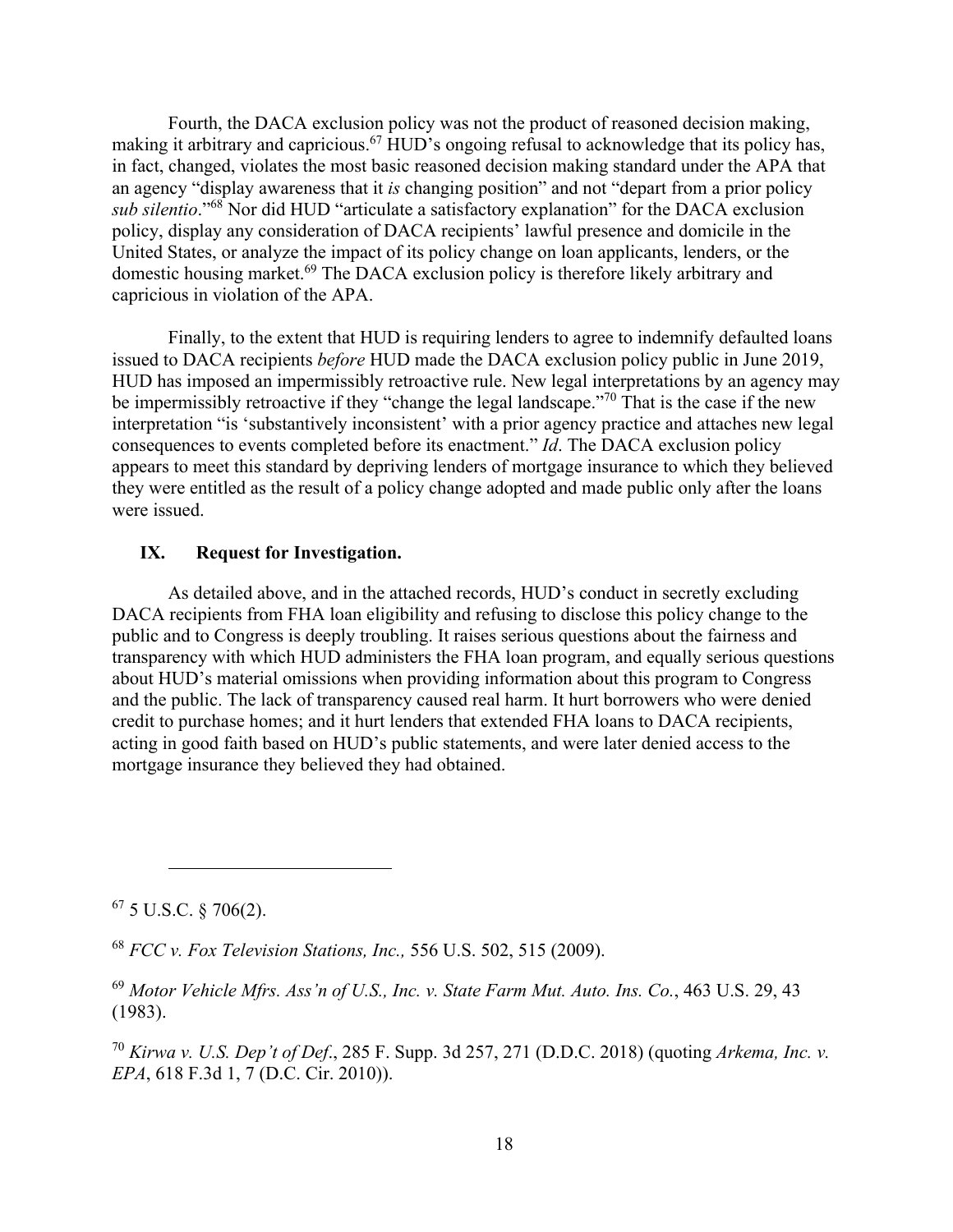Fourth, the DACA exclusion policy was not the product of reasoned decision making, making it arbitrary and capricious.[67] HUD's ongoing refusal to acknowledge that its policy has, in fact, changed, violates the most basic reasoned decision making standard under the APA that an agency "display awareness that it *is* changing position" and not "depart from a prior policy *sub silentio*."[68] Nor did HUD "articulate a satisfactory explanation" for the DACA exclusion policy, display any consideration of DACA recipients' lawful presence and domicile in the United States, or analyze the impact of its policy change on loan applicants, lenders, or the domestic housing market.[69] The DACA exclusion policy is therefore likely arbitrary and capricious in violation of the APA.

Finally, to the extent that HUD is requiring lenders to agree to indemnify defaulted loans issued to DACA recipients *before* HUD made the DACA exclusion policy public in June 2019, HUD has imposed an impermissibly retroactive rule. New legal interpretations by an agency may be impermissibly retroactive if they "change the legal landscape."[70] That is the case if the new interpretation "is 'substantively inconsistent' with a prior agency practice and attaches new legal consequences to events completed before its enactment." *Id*. The DACA exclusion policy appears to meet this standard by depriving lenders of mortgage insurance to which they believed they were entitled as the result of a policy change adopted and made public only after the loans were issued.

## IX. Request for Investigation.

As detailed above, and in the attached records, HUD's conduct in secretly excluding DACA recipients from FHA loan eligibility and refusing to disclose this policy change to the public and to Congress is deeply troubling. It raises serious questions about the fairness and transparency with which HUD administers the FHA loan program, and equally serious questions about HUD's material omissions when providing information about this program to Congress and the public. The lack of transparency caused real harm. It hurt borrowers who were denied credit to purchase homes; and it hurt lenders that extended FHA loans to DACA recipients, acting in good faith based on HUD's public statements, and were later denied access to the mortgage insurance they believed they had obtained.

---

[67] 5 U.S.C. § 706(2).

[68] *FCC v. Fox Television Stations, Inc.,* 556 U.S. 502, 515 (2009).

[69] *Motor Vehicle Mfrs. Ass'n of U.S., Inc. v. State Farm Mut. Auto. Ins. Co.*, 463 U.S. 29, 43 (1983).

[70] *Kirwa v. U.S. Dep't of Def*., 285 F. Supp. 3d 257, 271 (D.D.C. 2018) (quoting *Arkema, Inc. v. EPA*, 618 F.3d 1, 7 (D.C. Cir. 2010)).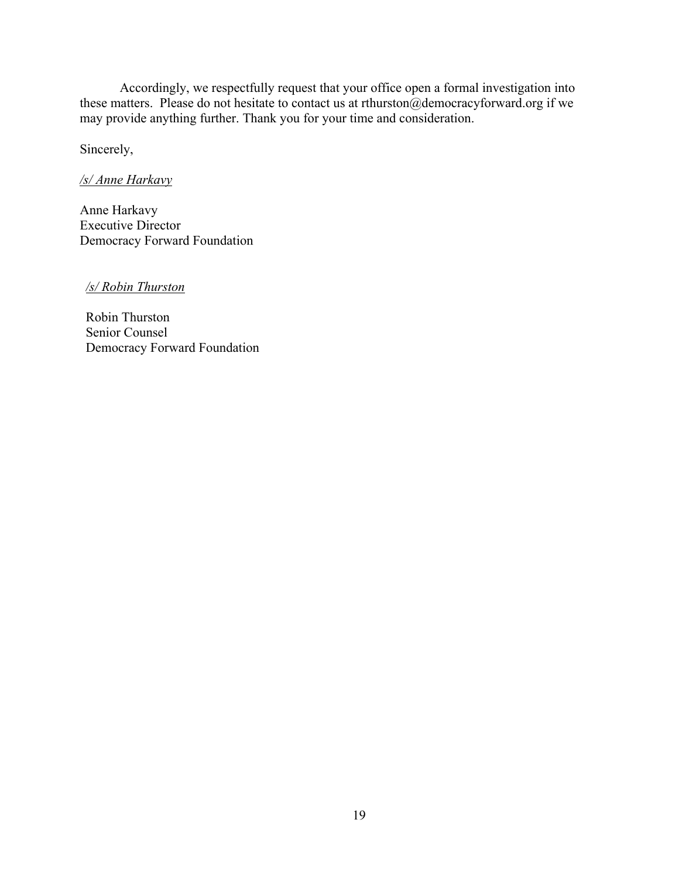Accordingly, we respectfully request that your office open a formal investigation into these matters. Please do not hesitate to contact us at rthurston@democracyforward.org if we may provide anything further. Thank you for your time and consideration.

Sincerely,

*/s/ Anne Harkavy*

Anne Harkavy
Executive Director
Democracy Forward Foundation

*/s/ Robin Thurston*

Robin Thurston
Senior Counsel
Democracy Forward Foundation